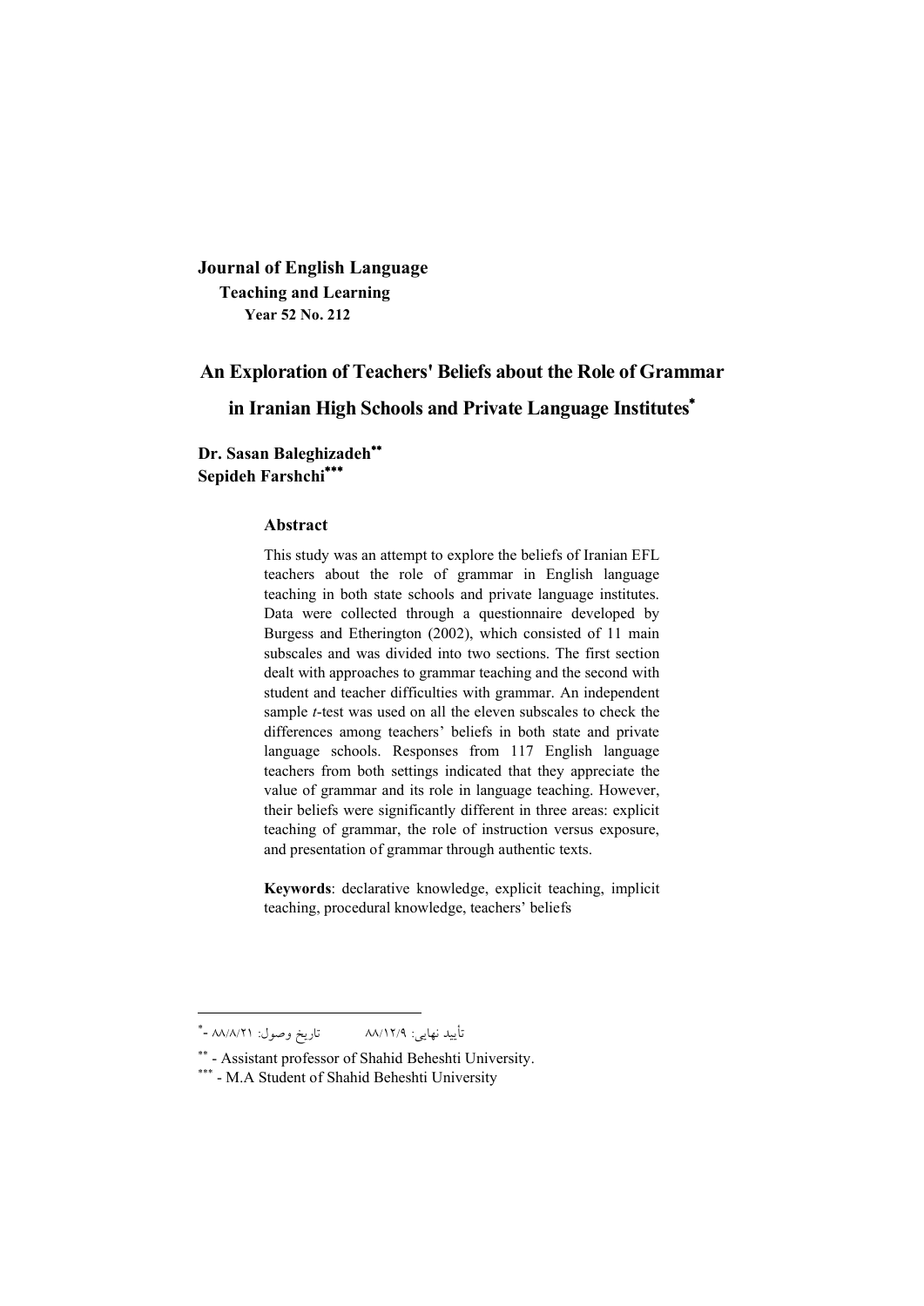**Journal of English Language Teaching and Learning**
**Year 52 No. 212**

# An Exploration of Teachers' Beliefs about the Role of Grammar in Iranian High Schools and Private Language Institutes*

**Dr. Sasan Baleghizadeh****
**Sepideh Farshchi*****

## Abstract

This study was an attempt to explore the beliefs of Iranian EFL teachers about the role of grammar in English language teaching in both state schools and private language institutes. Data were collected through a questionnaire developed by Burgess and Etherington (2002), which consisted of 11 main subscales and was divided into two sections. The first section dealt with approaches to grammar teaching and the second with student and teacher difficulties with grammar. An independent sample *t*-test was used on all the eleven subscales to check the differences among teachers' beliefs in both state and private language schools. Responses from 117 English language teachers from both settings indicated that they appreciate the value of grammar and its role in language teaching. However, their beliefs were significantly different in three areas: explicit teaching of grammar, the role of instruction versus exposure, and presentation of grammar through authentic texts.

**Keywords**: declarative knowledge, explicit teaching, implicit teaching, procedural knowledge, teachers' beliefs

---

\* - تاریخ وصول: ۸۸/۸/۲۱ تأیید نهایی: ۸۸/۱۲/۹

\*\* - Assistant professor of Shahid Beheshti University.

\*\*\* - M.A Student of Shahid Beheshti University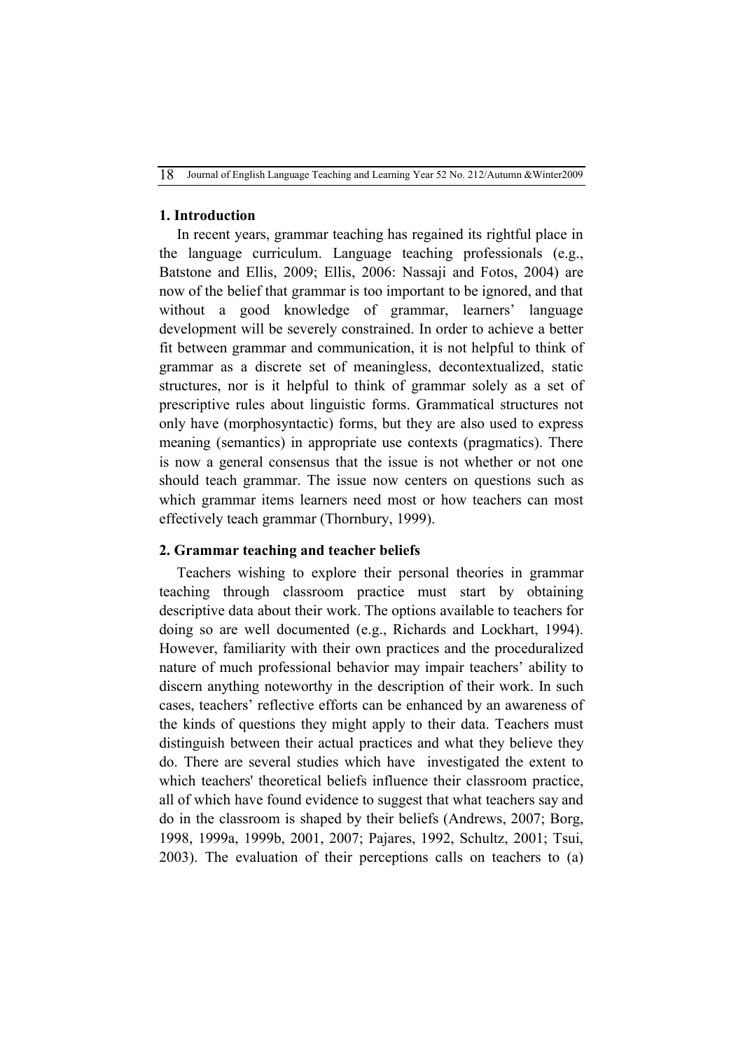## 1. Introduction

In recent years, grammar teaching has regained its rightful place in the language curriculum. Language teaching professionals (e.g., Batstone and Ellis, 2009; Ellis, 2006: Nassaji and Fotos, 2004) are now of the belief that grammar is too important to be ignored, and that without a good knowledge of grammar, learners' language development will be severely constrained. In order to achieve a better fit between grammar and communication, it is not helpful to think of grammar as a discrete set of meaningless, decontextualized, static structures, nor is it helpful to think of grammar solely as a set of prescriptive rules about linguistic forms. Grammatical structures not only have (morphosyntactic) forms, but they are also used to express meaning (semantics) in appropriate use contexts (pragmatics). There is now a general consensus that the issue is not whether or not one should teach grammar. The issue now centers on questions such as which grammar items learners need most or how teachers can most effectively teach grammar (Thornbury, 1999).

## 2. Grammar teaching and teacher beliefs

Teachers wishing to explore their personal theories in grammar teaching through classroom practice must start by obtaining descriptive data about their work. The options available to teachers for doing so are well documented (e.g., Richards and Lockhart, 1994). However, familiarity with their own practices and the proceduralized nature of much professional behavior may impair teachers' ability to discern anything noteworthy in the description of their work. In such cases, teachers' reflective efforts can be enhanced by an awareness of the kinds of questions they might apply to their data. Teachers must distinguish between their actual practices and what they believe they do. There are several studies which have investigated the extent to which teachers' theoretical beliefs influence their classroom practice, all of which have found evidence to suggest that what teachers say and do in the classroom is shaped by their beliefs (Andrews, 2007; Borg, 1998, 1999a, 1999b, 2001, 2007; Pajares, 1992, Schultz, 2001; Tsui, 2003). The evaluation of their perceptions calls on teachers to (a)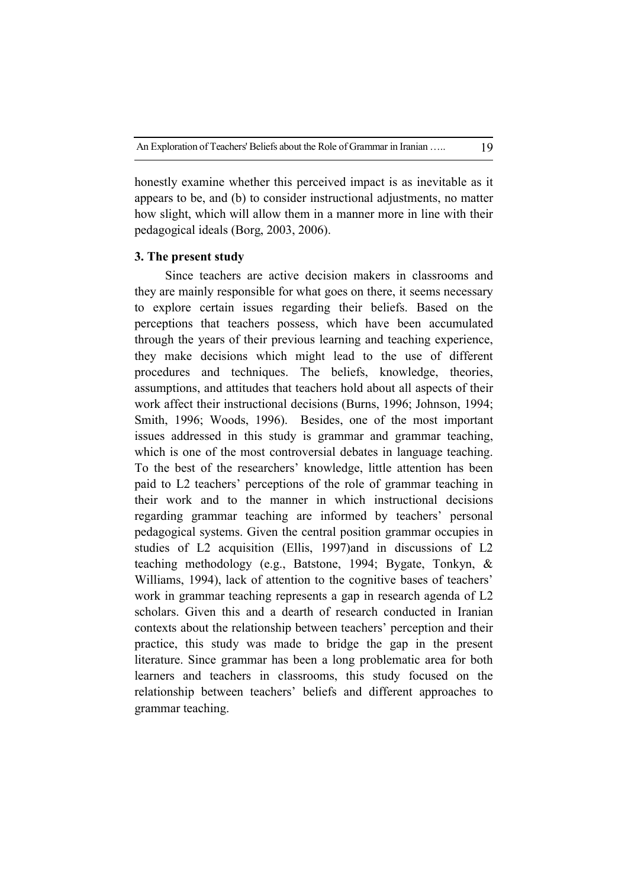honestly examine whether this perceived impact is as inevitable as it appears to be, and (b) to consider instructional adjustments, no matter how slight, which will allow them in a manner more in line with their pedagogical ideals (Borg, 2003, 2006).

### 3. The present study

Since teachers are active decision makers in classrooms and they are mainly responsible for what goes on there, it seems necessary to explore certain issues regarding their beliefs. Based on the perceptions that teachers possess, which have been accumulated through the years of their previous learning and teaching experience, they make decisions which might lead to the use of different procedures and techniques. The beliefs, knowledge, theories, assumptions, and attitudes that teachers hold about all aspects of their work affect their instructional decisions (Burns, 1996; Johnson, 1994; Smith, 1996; Woods, 1996). Besides, one of the most important issues addressed in this study is grammar and grammar teaching, which is one of the most controversial debates in language teaching. To the best of the researchers' knowledge, little attention has been paid to L2 teachers' perceptions of the role of grammar teaching in their work and to the manner in which instructional decisions regarding grammar teaching are informed by teachers' personal pedagogical systems. Given the central position grammar occupies in studies of L2 acquisition (Ellis, 1997)and in discussions of L2 teaching methodology (e.g., Batstone, 1994; Bygate, Tonkyn, & Williams, 1994), lack of attention to the cognitive bases of teachers' work in grammar teaching represents a gap in research agenda of L2 scholars. Given this and a dearth of research conducted in Iranian contexts about the relationship between teachers' perception and their practice, this study was made to bridge the gap in the present literature. Since grammar has been a long problematic area for both learners and teachers in classrooms, this study focused on the relationship between teachers' beliefs and different approaches to grammar teaching.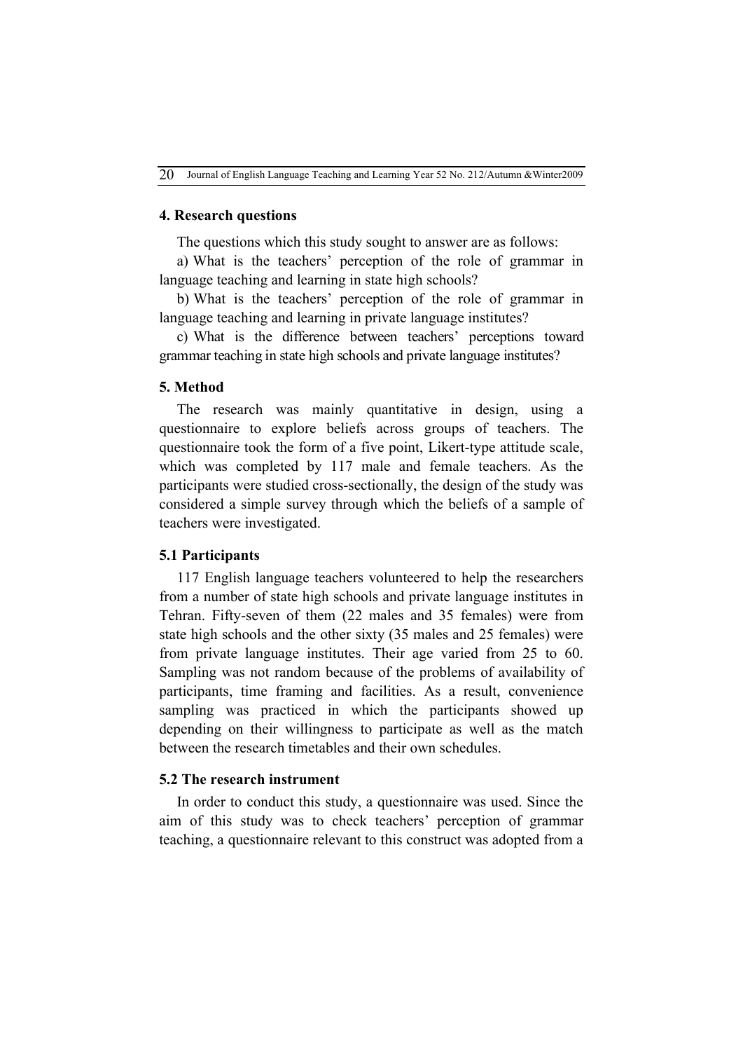## 4. Research questions

The questions which this study sought to answer are as follows:

a) What is the teachers' perception of the role of grammar in language teaching and learning in state high schools?

b) What is the teachers' perception of the role of grammar in language teaching and learning in private language institutes?

c) What is the difference between teachers' perceptions toward grammar teaching in state high schools and private language institutes?

## 5. Method

The research was mainly quantitative in design, using a questionnaire to explore beliefs across groups of teachers. The questionnaire took the form of a five point, Likert-type attitude scale, which was completed by 117 male and female teachers. As the participants were studied cross-sectionally, the design of the study was considered a simple survey through which the beliefs of a sample of teachers were investigated.

### 5.1 Participants

117 English language teachers volunteered to help the researchers from a number of state high schools and private language institutes in Tehran. Fifty-seven of them (22 males and 35 females) were from state high schools and the other sixty (35 males and 25 females) were from private language institutes. Their age varied from 25 to 60. Sampling was not random because of the problems of availability of participants, time framing and facilities. As a result, convenience sampling was practiced in which the participants showed up depending on their willingness to participate as well as the match between the research timetables and their own schedules.

### 5.2 The research instrument

In order to conduct this study, a questionnaire was used. Since the aim of this study was to check teachers' perception of grammar teaching, a questionnaire relevant to this construct was adopted from a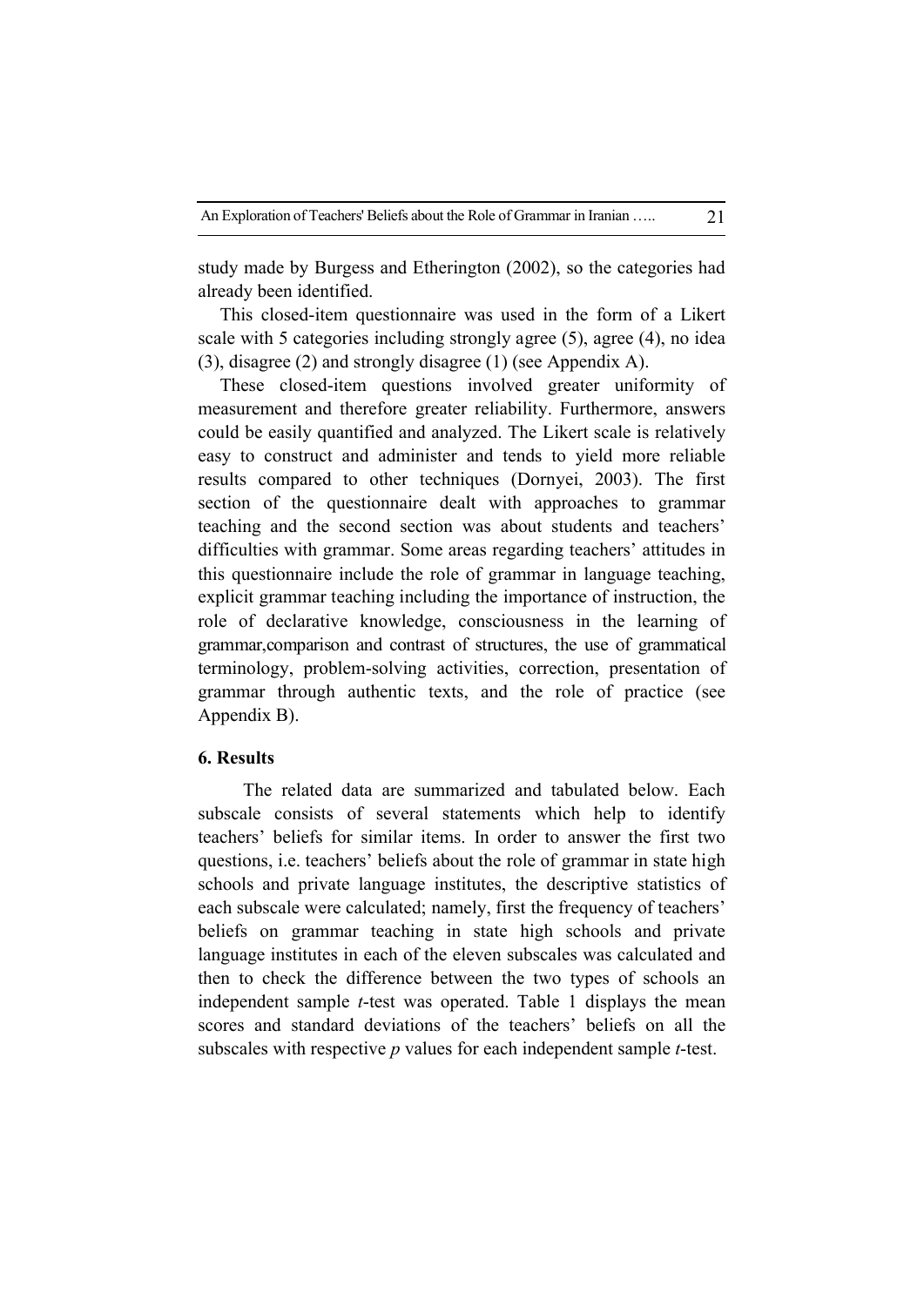study made by Burgess and Etherington (2002), so the categories had already been identified.

This closed-item questionnaire was used in the form of a Likert scale with 5 categories including strongly agree (5), agree (4), no idea (3), disagree (2) and strongly disagree (1) (see Appendix A).

These closed-item questions involved greater uniformity of measurement and therefore greater reliability. Furthermore, answers could be easily quantified and analyzed. The Likert scale is relatively easy to construct and administer and tends to yield more reliable results compared to other techniques (Dornyei, 2003). The first section of the questionnaire dealt with approaches to grammar teaching and the second section was about students and teachers' difficulties with grammar. Some areas regarding teachers' attitudes in this questionnaire include the role of grammar in language teaching, explicit grammar teaching including the importance of instruction, the role of declarative knowledge, consciousness in the learning of grammar,comparison and contrast of structures, the use of grammatical terminology, problem-solving activities, correction, presentation of grammar through authentic texts, and the role of practice (see Appendix B).

## 6. Results

The related data are summarized and tabulated below. Each subscale consists of several statements which help to identify teachers' beliefs for similar items. In order to answer the first two questions, i.e. teachers' beliefs about the role of grammar in state high schools and private language institutes, the descriptive statistics of each subscale were calculated; namely, first the frequency of teachers' beliefs on grammar teaching in state high schools and private language institutes in each of the eleven subscales was calculated and then to check the difference between the two types of schools an independent sample *t*-test was operated. Table 1 displays the mean scores and standard deviations of the teachers' beliefs on all the subscales with respective *p* values for each independent sample *t*-test.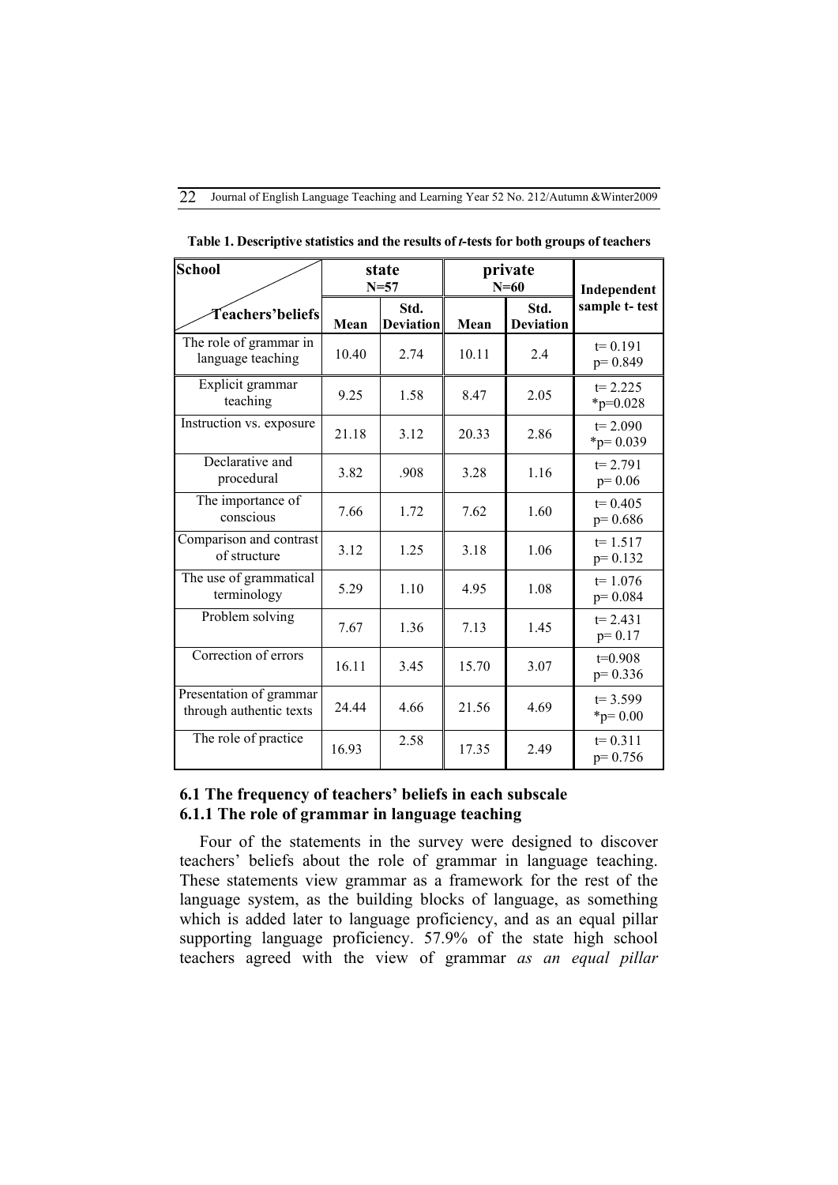**Table 1. Descriptive statistics and the results of *t*-tests for both groups of teachers**

| School / Teachers' beliefs | state N=57 | | private N=60 | | Independent sample t- test |
|---|---|---|---|---|---|
| | Mean | Std. Deviation | Mean | Std. Deviation | |
| The role of grammar in language teaching | 10.40 | 2.74 | 10.11 | 2.4 | t= 0.191 p= 0.849 |
| Explicit grammar teaching | 9.25 | 1.58 | 8.47 | 2.05 | t= 2.225 *p=0.028 |
| Instruction vs. exposure | 21.18 | 3.12 | 20.33 | 2.86 | t= 2.090 *p= 0.039 |
| Declarative and procedural | 3.82 | .908 | 3.28 | 1.16 | t= 2.791 p= 0.06 |
| The importance of conscious | 7.66 | 1.72 | 7.62 | 1.60 | t= 0.405 p= 0.686 |
| Comparison and contrast of structure | 3.12 | 1.25 | 3.18 | 1.06 | t= 1.517 p= 0.132 |
| The use of grammatical terminology | 5.29 | 1.10 | 4.95 | 1.08 | t= 1.076 p= 0.084 |
| Problem solving | 7.67 | 1.36 | 7.13 | 1.45 | t= 2.431 p= 0.17 |
| Correction of errors | 16.11 | 3.45 | 15.70 | 3.07 | t=0.908 p= 0.336 |
| Presentation of grammar through authentic texts | 24.44 | 4.66 | 21.56 | 4.69 | t= 3.599 *p= 0.00 |
| The role of practice | 16.93 | 2.58 | 17.35 | 2.49 | t= 0.311 p= 0.756 |

### 6.1 The frequency of teachers' beliefs in each subscale

#### 6.1.1 The role of grammar in language teaching

Four of the statements in the survey were designed to discover teachers' beliefs about the role of grammar in language teaching. These statements view grammar as a framework for the rest of the language system, as the building blocks of language, as something which is added later to language proficiency, and as an equal pillar supporting language proficiency. 57.9% of the state high school teachers agreed with the view of grammar *as an equal pillar*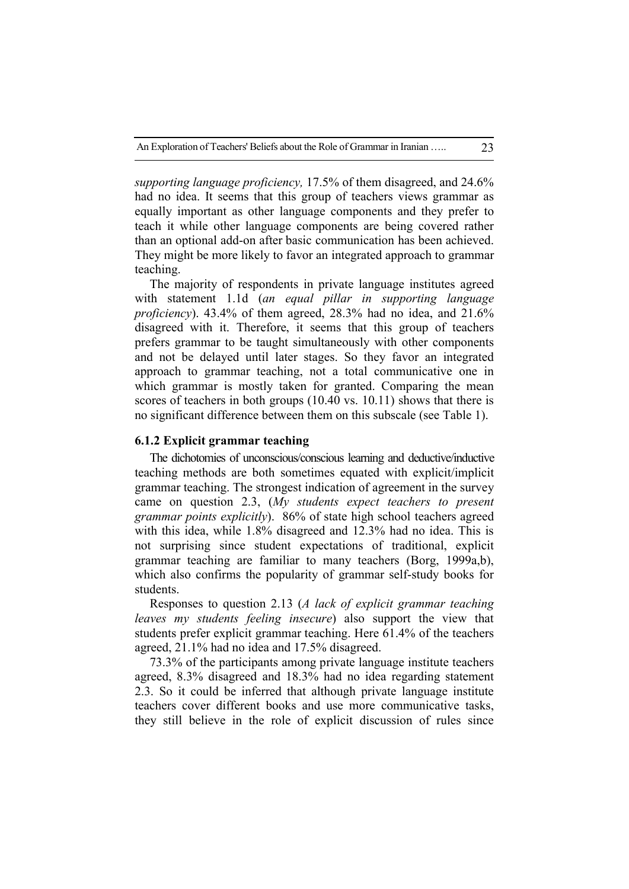*supporting language proficiency,* 17.5% of them disagreed, and 24.6% had no idea. It seems that this group of teachers views grammar as equally important as other language components and they prefer to teach it while other language components are being covered rather than an optional add-on after basic communication has been achieved. They might be more likely to favor an integrated approach to grammar teaching.

The majority of respondents in private language institutes agreed with statement 1.1d (*an equal pillar in supporting language proficiency*). 43.4% of them agreed, 28.3% had no idea, and 21.6% disagreed with it. Therefore, it seems that this group of teachers prefers grammar to be taught simultaneously with other components and not be delayed until later stages. So they favor an integrated approach to grammar teaching, not a total communicative one in which grammar is mostly taken for granted. Comparing the mean scores of teachers in both groups (10.40 vs. 10.11) shows that there is no significant difference between them on this subscale (see Table 1).

### 6.1.2 Explicit grammar teaching

The dichotomies of unconscious/conscious learning and deductive/inductive teaching methods are both sometimes equated with explicit/implicit grammar teaching. The strongest indication of agreement in the survey came on question 2.3, (*My students expect teachers to present grammar points explicitly*). 86% of state high school teachers agreed with this idea, while 1.8% disagreed and 12.3% had no idea. This is not surprising since student expectations of traditional, explicit grammar teaching are familiar to many teachers (Borg, 1999a,b), which also confirms the popularity of grammar self-study books for students.

Responses to question 2.13 (*A lack of explicit grammar teaching leaves my students feeling insecure*) also support the view that students prefer explicit grammar teaching. Here 61.4% of the teachers agreed, 21.1% had no idea and 17.5% disagreed.

73.3% of the participants among private language institute teachers agreed, 8.3% disagreed and 18.3% had no idea regarding statement 2.3. So it could be inferred that although private language institute teachers cover different books and use more communicative tasks, they still believe in the role of explicit discussion of rules since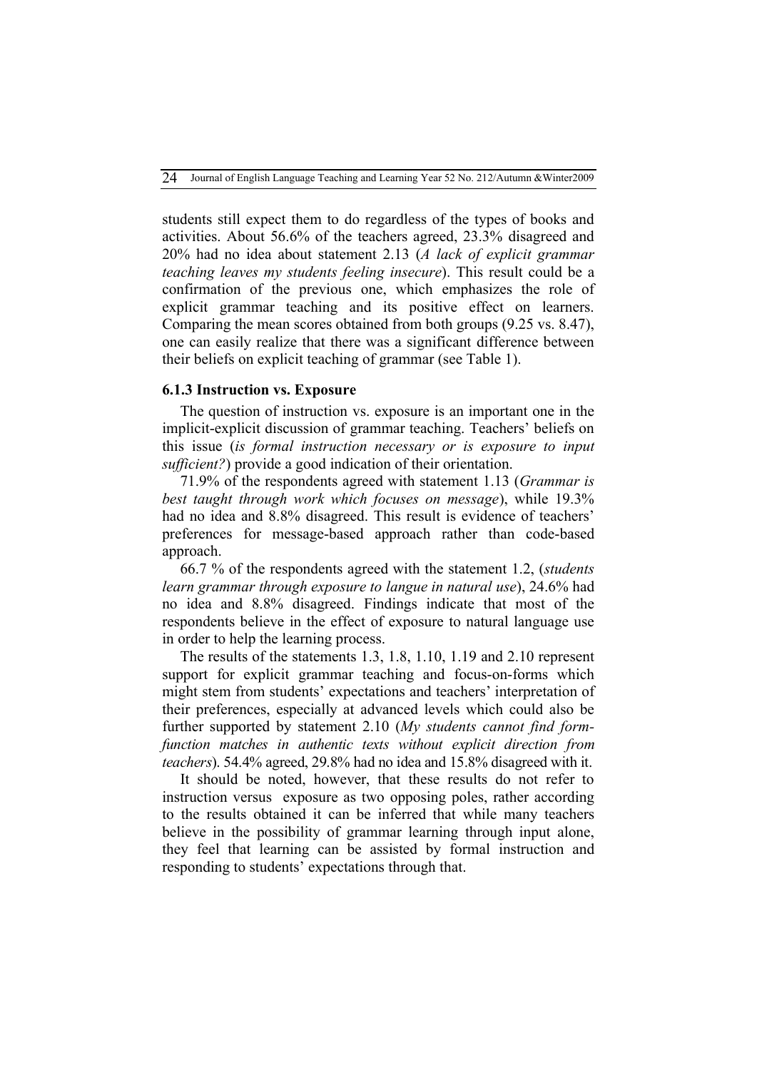students still expect them to do regardless of the types of books and activities. About 56.6% of the teachers agreed, 23.3% disagreed and 20% had no idea about statement 2.13 (*A lack of explicit grammar teaching leaves my students feeling insecure*). This result could be a confirmation of the previous one, which emphasizes the role of explicit grammar teaching and its positive effect on learners. Comparing the mean scores obtained from both groups (9.25 vs. 8.47), one can easily realize that there was a significant difference between their beliefs on explicit teaching of grammar (see Table 1).

### 6.1.3 Instruction vs. Exposure

The question of instruction vs. exposure is an important one in the implicit-explicit discussion of grammar teaching. Teachers' beliefs on this issue (*is formal instruction necessary or is exposure to input sufficient?*) provide a good indication of their orientation.

71.9% of the respondents agreed with statement 1.13 (*Grammar is best taught through work which focuses on message*), while 19.3% had no idea and 8.8% disagreed. This result is evidence of teachers' preferences for message-based approach rather than code-based approach.

66.7 % of the respondents agreed with the statement 1.2, (*students learn grammar through exposure to langue in natural use*), 24.6% had no idea and 8.8% disagreed. Findings indicate that most of the respondents believe in the effect of exposure to natural language use in order to help the learning process.

The results of the statements 1.3, 1.8, 1.10, 1.19 and 2.10 represent support for explicit grammar teaching and focus-on-forms which might stem from students' expectations and teachers' interpretation of their preferences, especially at advanced levels which could also be further supported by statement 2.10 (*My students cannot find form-function matches in authentic texts without explicit direction from teachers*). 54.4% agreed, 29.8% had no idea and 15.8% disagreed with it.

It should be noted, however, that these results do not refer to instruction versus exposure as two opposing poles, rather according to the results obtained it can be inferred that while many teachers believe in the possibility of grammar learning through input alone, they feel that learning can be assisted by formal instruction and responding to students' expectations through that.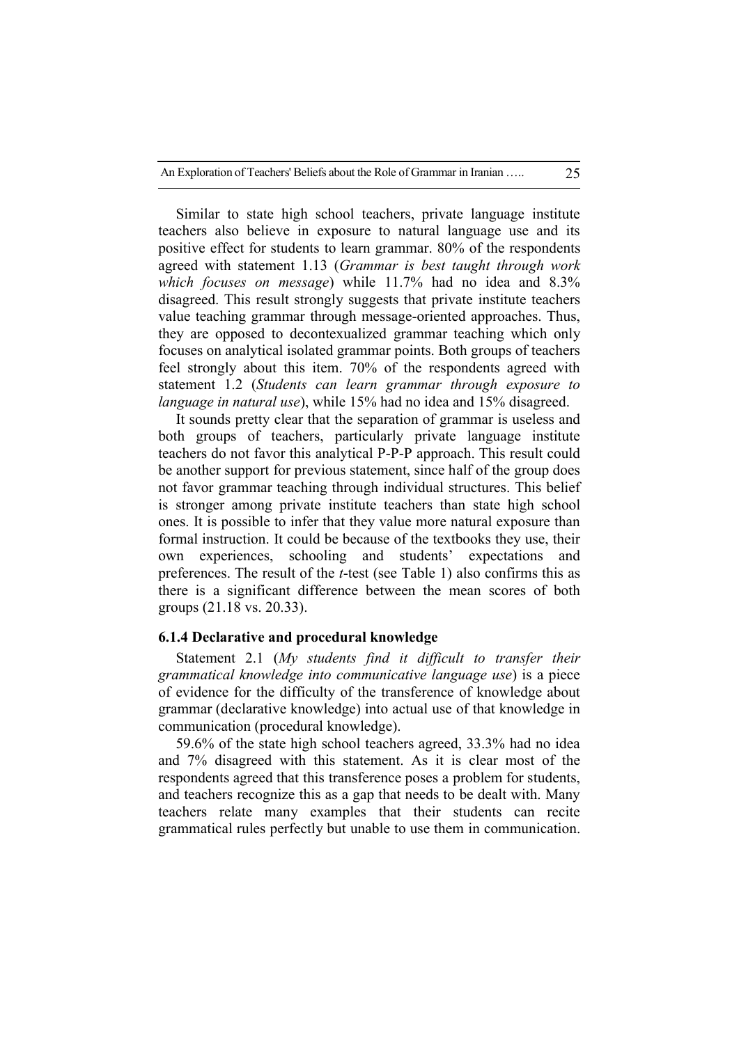Similar to state high school teachers, private language institute teachers also believe in exposure to natural language use and its positive effect for students to learn grammar. 80% of the respondents agreed with statement 1.13 (*Grammar is best taught through work which focuses on message*) while 11.7% had no idea and 8.3% disagreed. This result strongly suggests that private institute teachers value teaching grammar through message-oriented approaches. Thus, they are opposed to decontexualized grammar teaching which only focuses on analytical isolated grammar points. Both groups of teachers feel strongly about this item. 70% of the respondents agreed with statement 1.2 (*Students can learn grammar through exposure to language in natural use*), while 15% had no idea and 15% disagreed.

It sounds pretty clear that the separation of grammar is useless and both groups of teachers, particularly private language institute teachers do not favor this analytical P-P-P approach. This result could be another support for previous statement, since half of the group does not favor grammar teaching through individual structures. This belief is stronger among private institute teachers than state high school ones. It is possible to infer that they value more natural exposure than formal instruction. It could be because of the textbooks they use, their own experiences, schooling and students' expectations and preferences. The result of the *t*-test (see Table 1) also confirms this as there is a significant difference between the mean scores of both groups (21.18 vs. 20.33).

### 6.1.4 Declarative and procedural knowledge

Statement 2.1 (*My students find it difficult to transfer their grammatical knowledge into communicative language use*) is a piece of evidence for the difficulty of the transference of knowledge about grammar (declarative knowledge) into actual use of that knowledge in communication (procedural knowledge).

59.6% of the state high school teachers agreed, 33.3% had no idea and 7% disagreed with this statement. As it is clear most of the respondents agreed that this transference poses a problem for students, and teachers recognize this as a gap that needs to be dealt with. Many teachers relate many examples that their students can recite grammatical rules perfectly but unable to use them in communication.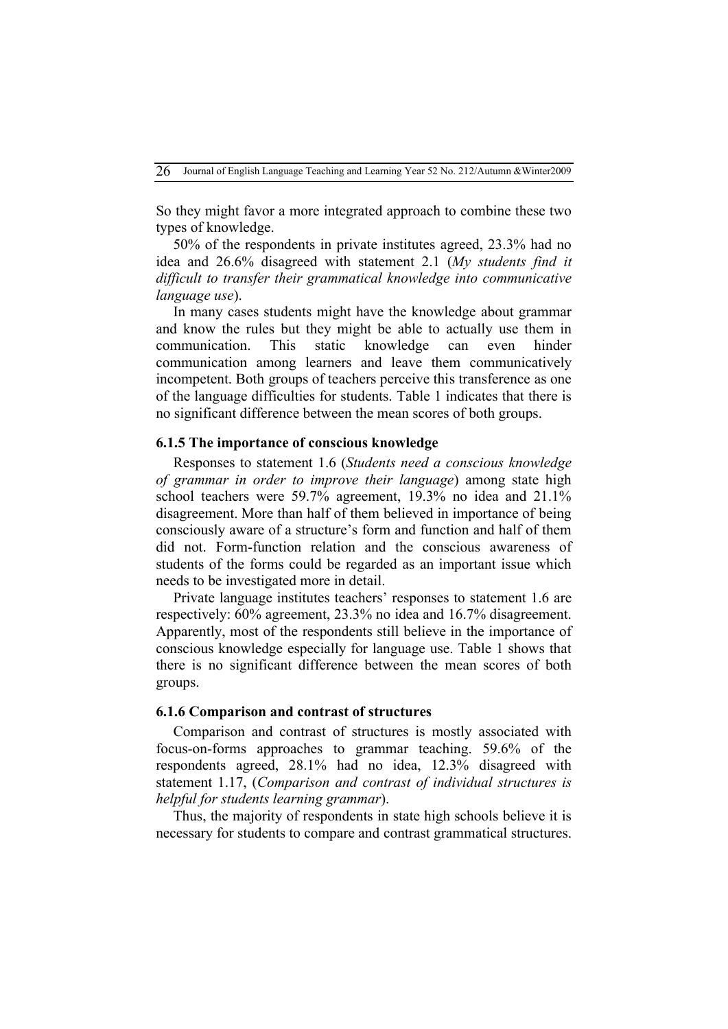So they might favor a more integrated approach to combine these two types of knowledge.

50% of the respondents in private institutes agreed, 23.3% had no idea and 26.6% disagreed with statement 2.1 (*My students find it difficult to transfer their grammatical knowledge into communicative language use*).

In many cases students might have the knowledge about grammar and know the rules but they might be able to actually use them in communication. This static knowledge can even hinder communication among learners and leave them communicatively incompetent. Both groups of teachers perceive this transference as one of the language difficulties for students. Table 1 indicates that there is no significant difference between the mean scores of both groups.

### 6.1.5 The importance of conscious knowledge

Responses to statement 1.6 (*Students need a conscious knowledge of grammar in order to improve their language*) among state high school teachers were 59.7% agreement, 19.3% no idea and 21.1% disagreement. More than half of them believed in importance of being consciously aware of a structure's form and function and half of them did not. Form-function relation and the conscious awareness of students of the forms could be regarded as an important issue which needs to be investigated more in detail.

Private language institutes teachers' responses to statement 1.6 are respectively: 60% agreement, 23.3% no idea and 16.7% disagreement. Apparently, most of the respondents still believe in the importance of conscious knowledge especially for language use. Table 1 shows that there is no significant difference between the mean scores of both groups.

### 6.1.6 Comparison and contrast of structures

Comparison and contrast of structures is mostly associated with focus-on-forms approaches to grammar teaching. 59.6% of the respondents agreed, 28.1% had no idea, 12.3% disagreed with statement 1.17, (*Comparison and contrast of individual structures is helpful for students learning grammar*).

Thus, the majority of respondents in state high schools believe it is necessary for students to compare and contrast grammatical structures.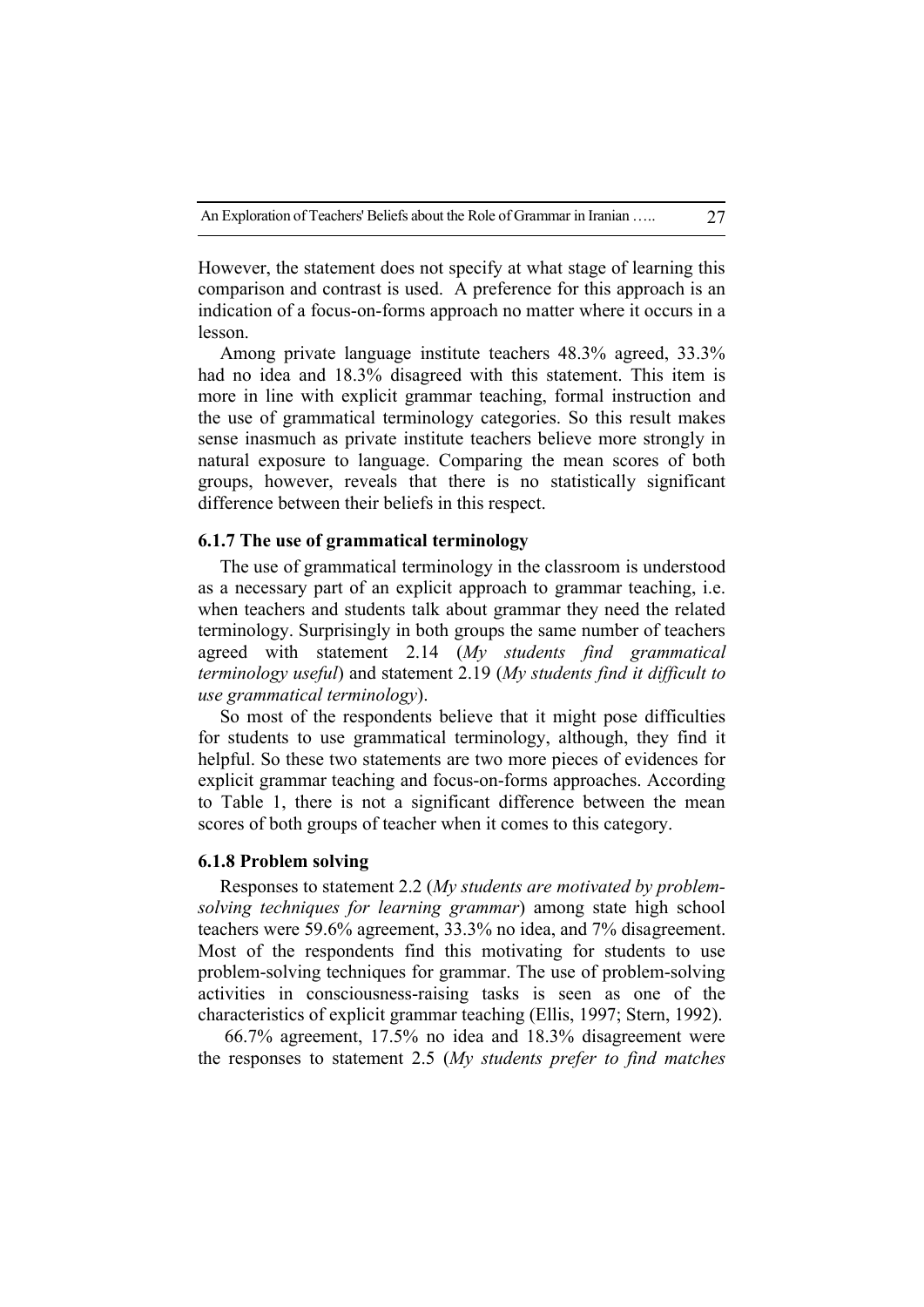However, the statement does not specify at what stage of learning this comparison and contrast is used. A preference for this approach is an indication of a focus-on-forms approach no matter where it occurs in a lesson.

Among private language institute teachers 48.3% agreed, 33.3% had no idea and 18.3% disagreed with this statement. This item is more in line with explicit grammar teaching, formal instruction and the use of grammatical terminology categories. So this result makes sense inasmuch as private institute teachers believe more strongly in natural exposure to language. Comparing the mean scores of both groups, however, reveals that there is no statistically significant difference between their beliefs in this respect.

### 6.1.7 The use of grammatical terminology

The use of grammatical terminology in the classroom is understood as a necessary part of an explicit approach to grammar teaching, i.e. when teachers and students talk about grammar they need the related terminology. Surprisingly in both groups the same number of teachers agreed with statement 2.14 (*My students find grammatical terminology useful*) and statement 2.19 (*My students find it difficult to use grammatical terminology*).

So most of the respondents believe that it might pose difficulties for students to use grammatical terminology, although, they find it helpful. So these two statements are two more pieces of evidences for explicit grammar teaching and focus-on-forms approaches. According to Table 1, there is not a significant difference between the mean scores of both groups of teacher when it comes to this category.

### 6.1.8 Problem solving

Responses to statement 2.2 (*My students are motivated by problem-solving techniques for learning grammar*) among state high school teachers were 59.6% agreement, 33.3% no idea, and 7% disagreement. Most of the respondents find this motivating for students to use problem-solving techniques for grammar. The use of problem-solving activities in consciousness-raising tasks is seen as one of the characteristics of explicit grammar teaching (Ellis, 1997; Stern, 1992).

66.7% agreement, 17.5% no idea and 18.3% disagreement were the responses to statement 2.5 (*My students prefer to find matches*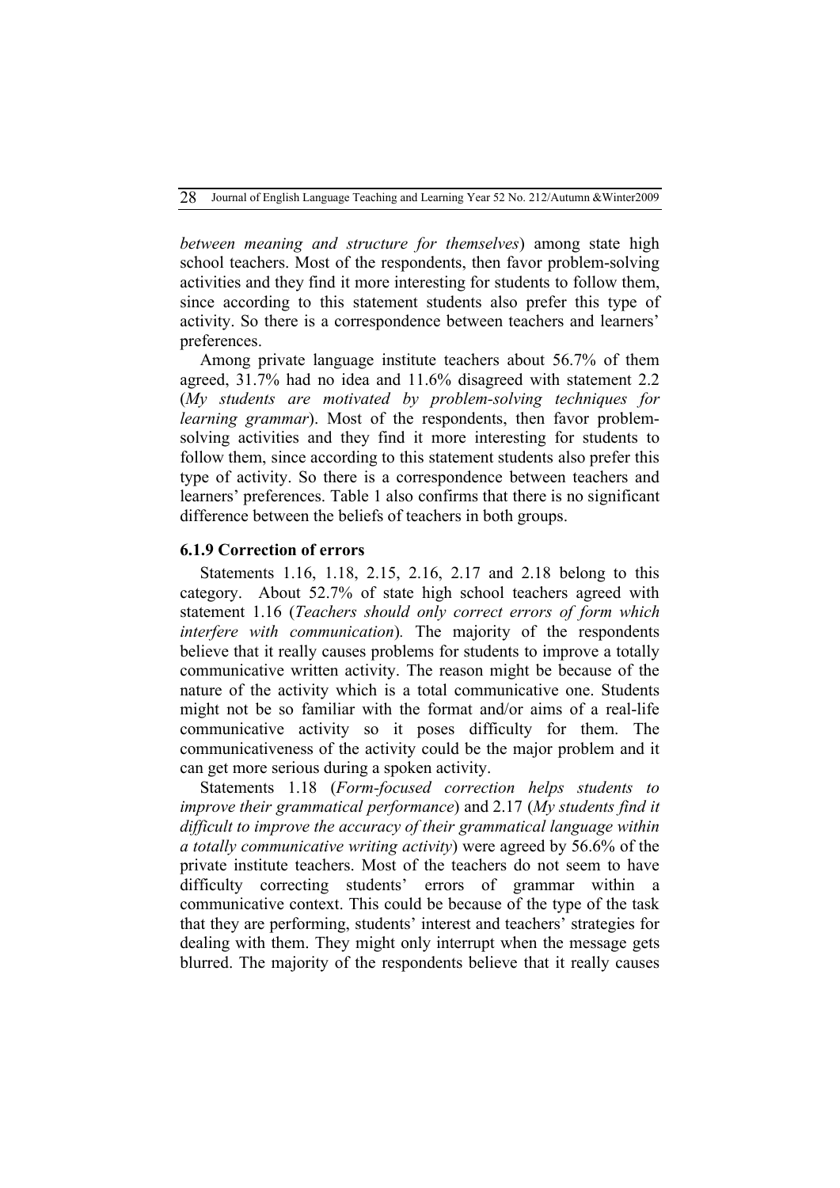*between meaning and structure for themselves*) among state high school teachers. Most of the respondents, then favor problem-solving activities and they find it more interesting for students to follow them, since according to this statement students also prefer this type of activity. So there is a correspondence between teachers and learners' preferences.

Among private language institute teachers about 56.7% of them agreed, 31.7% had no idea and 11.6% disagreed with statement 2.2 (*My students are motivated by problem-solving techniques for learning grammar*). Most of the respondents, then favor problem-solving activities and they find it more interesting for students to follow them, since according to this statement students also prefer this type of activity. So there is a correspondence between teachers and learners' preferences. Table 1 also confirms that there is no significant difference between the beliefs of teachers in both groups.

### 6.1.9 Correction of errors

Statements 1.16, 1.18, 2.15, 2.16, 2.17 and 2.18 belong to this category. About 52.7% of state high school teachers agreed with statement 1.16 (*Teachers should only correct errors of form which interfere with communication*). The majority of the respondents believe that it really causes problems for students to improve a totally communicative written activity. The reason might be because of the nature of the activity which is a total communicative one. Students might not be so familiar with the format and/or aims of a real-life communicative activity so it poses difficulty for them. The communicativeness of the activity could be the major problem and it can get more serious during a spoken activity.

Statements 1.18 (*Form-focused correction helps students to improve their grammatical performance*) and 2.17 (*My students find it difficult to improve the accuracy of their grammatical language within a totally communicative writing activity*) were agreed by 56.6% of the private institute teachers. Most of the teachers do not seem to have difficulty correcting students' errors of grammar within a communicative context. This could be because of the type of the task that they are performing, students' interest and teachers' strategies for dealing with them. They might only interrupt when the message gets blurred. The majority of the respondents believe that it really causes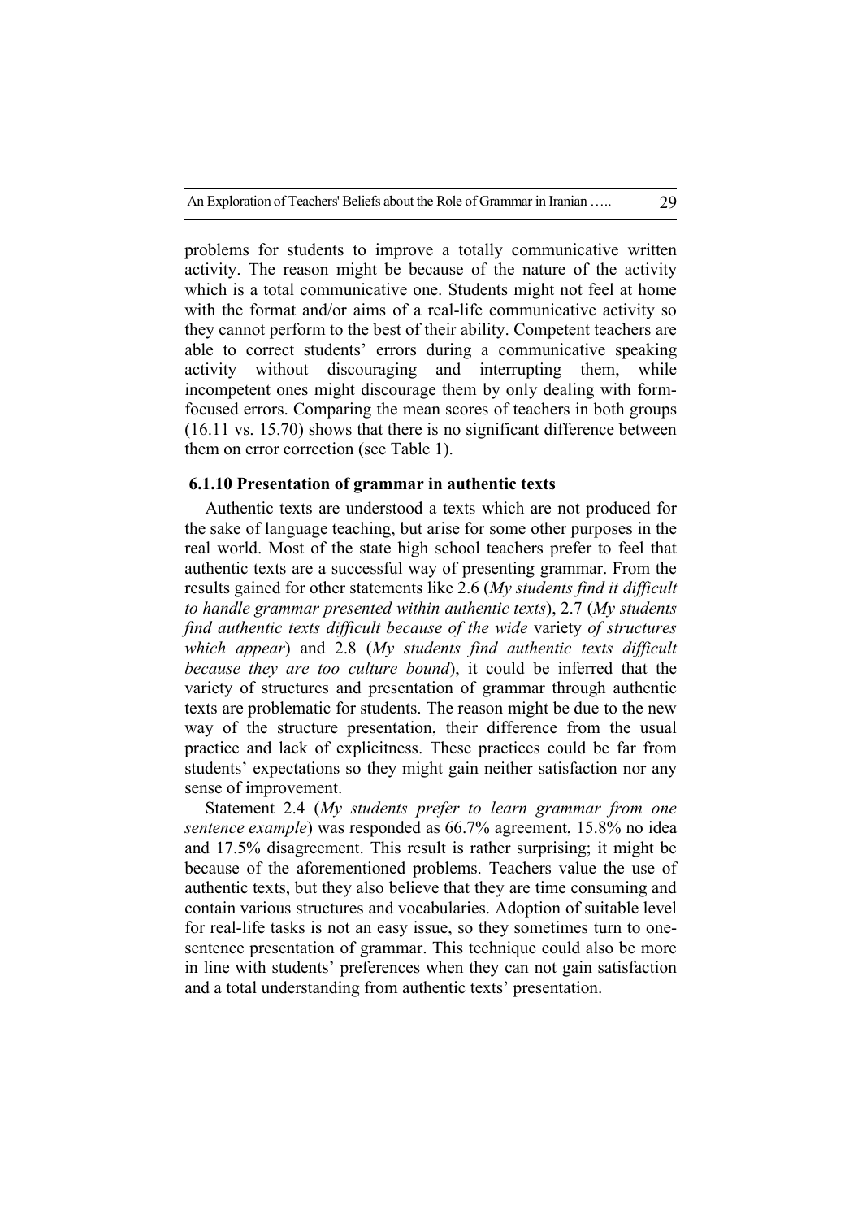problems for students to improve a totally communicative written activity. The reason might be because of the nature of the activity which is a total communicative one. Students might not feel at home with the format and/or aims of a real-life communicative activity so they cannot perform to the best of their ability. Competent teachers are able to correct students' errors during a communicative speaking activity without discouraging and interrupting them, while incompetent ones might discourage them by only dealing with form-focused errors. Comparing the mean scores of teachers in both groups (16.11 vs. 15.70) shows that there is no significant difference between them on error correction (see Table 1).

### 6.1.10 Presentation of grammar in authentic texts

Authentic texts are understood a texts which are not produced for the sake of language teaching, but arise for some other purposes in the real world. Most of the state high school teachers prefer to feel that authentic texts are a successful way of presenting grammar. From the results gained for other statements like 2.6 (*My students find it difficult to handle grammar presented within authentic texts*), 2.7 (*My students find authentic texts difficult because of the wide* variety *of structures which appear*) and 2.8 (*My students find authentic texts difficult because they are too culture bound*), it could be inferred that the variety of structures and presentation of grammar through authentic texts are problematic for students. The reason might be due to the new way of the structure presentation, their difference from the usual practice and lack of explicitness. These practices could be far from students' expectations so they might gain neither satisfaction nor any sense of improvement.

Statement 2.4 (*My students prefer to learn grammar from one sentence example*) was responded as 66.7% agreement, 15.8% no idea and 17.5% disagreement. This result is rather surprising; it might be because of the aforementioned problems. Teachers value the use of authentic texts, but they also believe that they are time consuming and contain various structures and vocabularies. Adoption of suitable level for real-life tasks is not an easy issue, so they sometimes turn to one-sentence presentation of grammar. This technique could also be more in line with students' preferences when they can not gain satisfaction and a total understanding from authentic texts' presentation.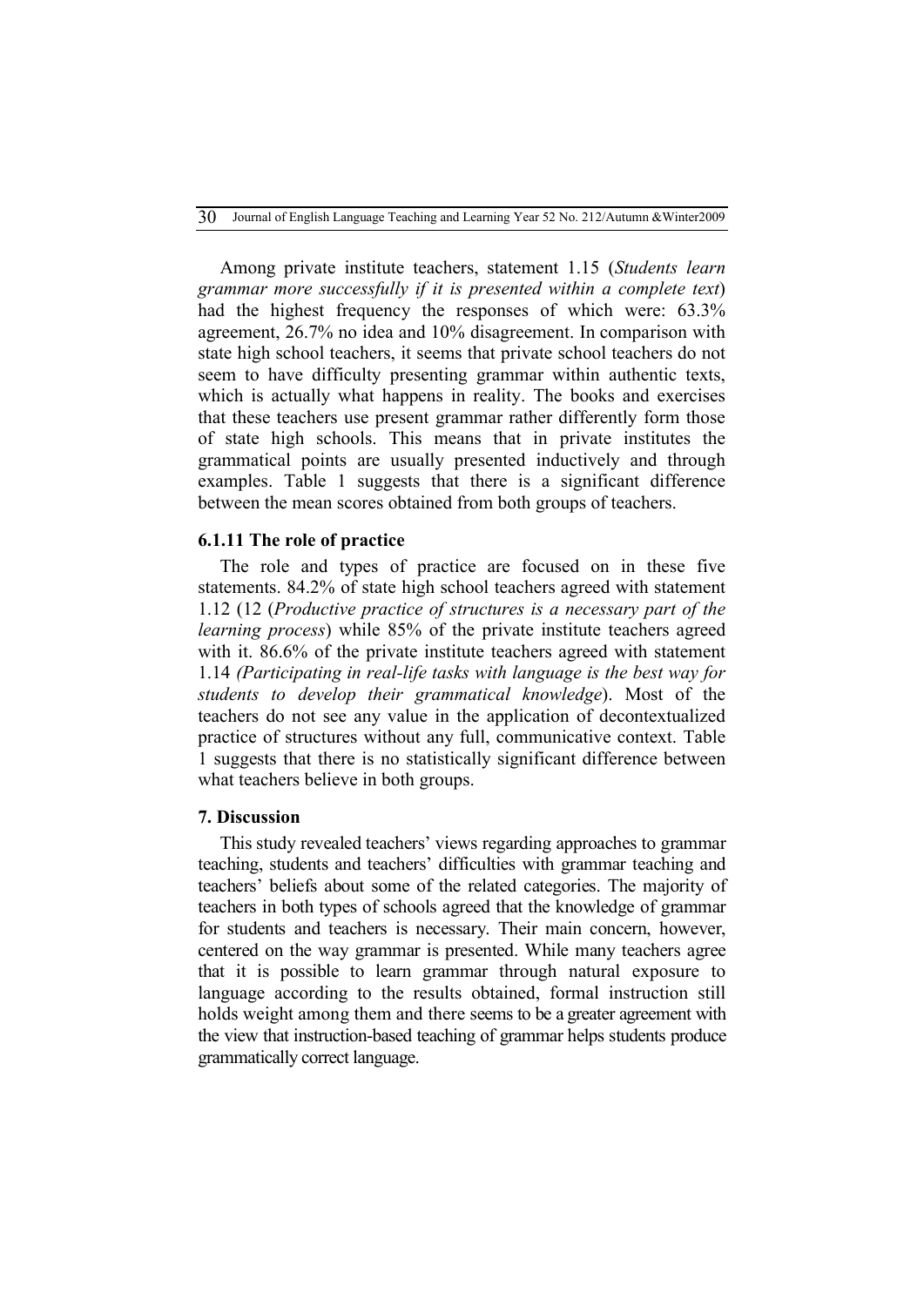Among private institute teachers, statement 1.15 (*Students learn grammar more successfully if it is presented within a complete text*) had the highest frequency the responses of which were: 63.3% agreement, 26.7% no idea and 10% disagreement. In comparison with state high school teachers, it seems that private school teachers do not seem to have difficulty presenting grammar within authentic texts, which is actually what happens in reality. The books and exercises that these teachers use present grammar rather differently form those of state high schools. This means that in private institutes the grammatical points are usually presented inductively and through examples. Table 1 suggests that there is a significant difference between the mean scores obtained from both groups of teachers.

### 6.1.11 The role of practice

The role and types of practice are focused on in these five statements. 84.2% of state high school teachers agreed with statement 1.12 (12 (*Productive practice of structures is a necessary part of the learning process*) while 85% of the private institute teachers agreed with it. 86.6% of the private institute teachers agreed with statement 1.14 *(Participating in real-life tasks with language is the best way for students to develop their grammatical knowledge*). Most of the teachers do not see any value in the application of decontextualized practice of structures without any full, communicative context. Table 1 suggests that there is no statistically significant difference between what teachers believe in both groups.

## 7. Discussion

This study revealed teachers' views regarding approaches to grammar teaching, students and teachers' difficulties with grammar teaching and teachers' beliefs about some of the related categories. The majority of teachers in both types of schools agreed that the knowledge of grammar for students and teachers is necessary. Their main concern, however, centered on the way grammar is presented. While many teachers agree that it is possible to learn grammar through natural exposure to language according to the results obtained, formal instruction still holds weight among them and there seems to be a greater agreement with the view that instruction-based teaching of grammar helps students produce grammatically correct language.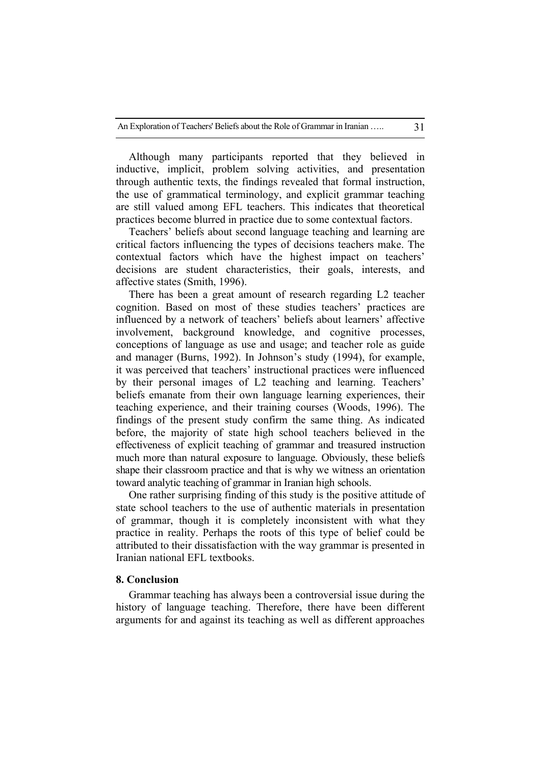Although many participants reported that they believed in inductive, implicit, problem solving activities, and presentation through authentic texts, the findings revealed that formal instruction, the use of grammatical terminology, and explicit grammar teaching are still valued among EFL teachers. This indicates that theoretical practices become blurred in practice due to some contextual factors.

Teachers' beliefs about second language teaching and learning are critical factors influencing the types of decisions teachers make. The contextual factors which have the highest impact on teachers' decisions are student characteristics, their goals, interests, and affective states (Smith, 1996).

There has been a great amount of research regarding L2 teacher cognition. Based on most of these studies teachers' practices are influenced by a network of teachers' beliefs about learners' affective involvement, background knowledge, and cognitive processes, conceptions of language as use and usage; and teacher role as guide and manager (Burns, 1992). In Johnson's study (1994), for example, it was perceived that teachers' instructional practices were influenced by their personal images of L2 teaching and learning. Teachers' beliefs emanate from their own language learning experiences, their teaching experience, and their training courses (Woods, 1996). The findings of the present study confirm the same thing. As indicated before, the majority of state high school teachers believed in the effectiveness of explicit teaching of grammar and treasured instruction much more than natural exposure to language. Obviously, these beliefs shape their classroom practice and that is why we witness an orientation toward analytic teaching of grammar in Iranian high schools.

One rather surprising finding of this study is the positive attitude of state school teachers to the use of authentic materials in presentation of grammar, though it is completely inconsistent with what they practice in reality. Perhaps the roots of this type of belief could be attributed to their dissatisfaction with the way grammar is presented in Iranian national EFL textbooks.

## 8. Conclusion

Grammar teaching has always been a controversial issue during the history of language teaching. Therefore, there have been different arguments for and against its teaching as well as different approaches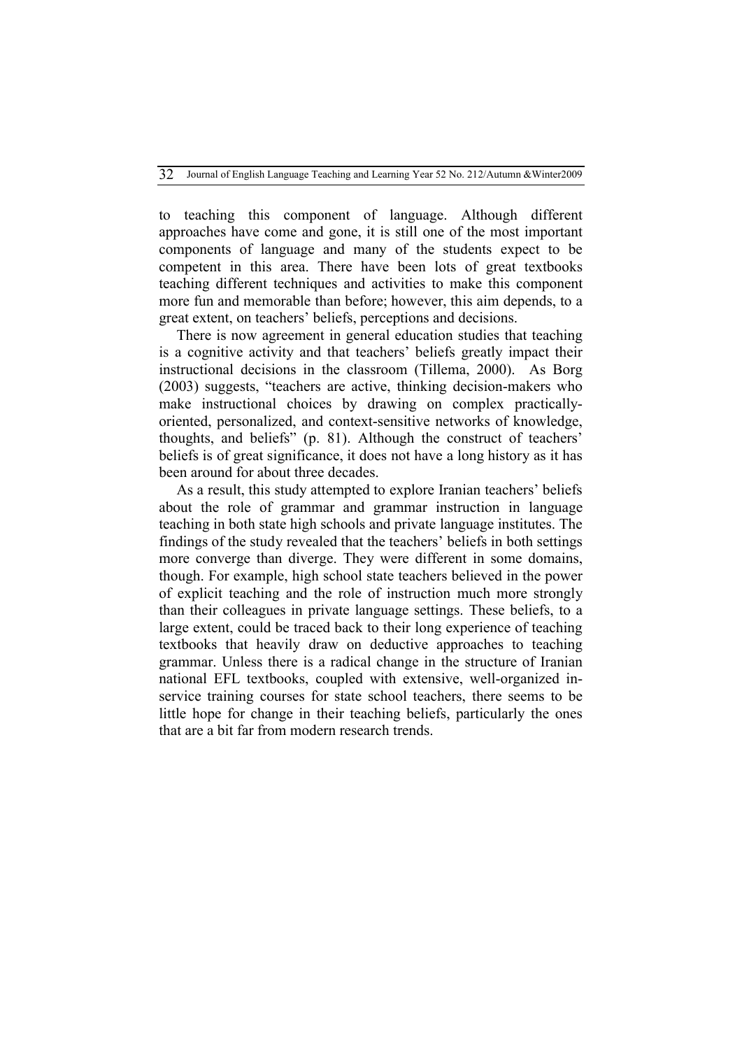to teaching this component of language. Although different approaches have come and gone, it is still one of the most important components of language and many of the students expect to be competent in this area. There have been lots of great textbooks teaching different techniques and activities to make this component more fun and memorable than before; however, this aim depends, to a great extent, on teachers' beliefs, perceptions and decisions.

There is now agreement in general education studies that teaching is a cognitive activity and that teachers' beliefs greatly impact their instructional decisions in the classroom (Tillema, 2000). As Borg (2003) suggests, "teachers are active, thinking decision-makers who make instructional choices by drawing on complex practically-oriented, personalized, and context-sensitive networks of knowledge, thoughts, and beliefs" (p. 81). Although the construct of teachers' beliefs is of great significance, it does not have a long history as it has been around for about three decades.

As a result, this study attempted to explore Iranian teachers' beliefs about the role of grammar and grammar instruction in language teaching in both state high schools and private language institutes. The findings of the study revealed that the teachers' beliefs in both settings more converge than diverge. They were different in some domains, though. For example, high school state teachers believed in the power of explicit teaching and the role of instruction much more strongly than their colleagues in private language settings. These beliefs, to a large extent, could be traced back to their long experience of teaching textbooks that heavily draw on deductive approaches to teaching grammar. Unless there is a radical change in the structure of Iranian national EFL textbooks, coupled with extensive, well-organized in-service training courses for state school teachers, there seems to be little hope for change in their teaching beliefs, particularly the ones that are a bit far from modern research trends.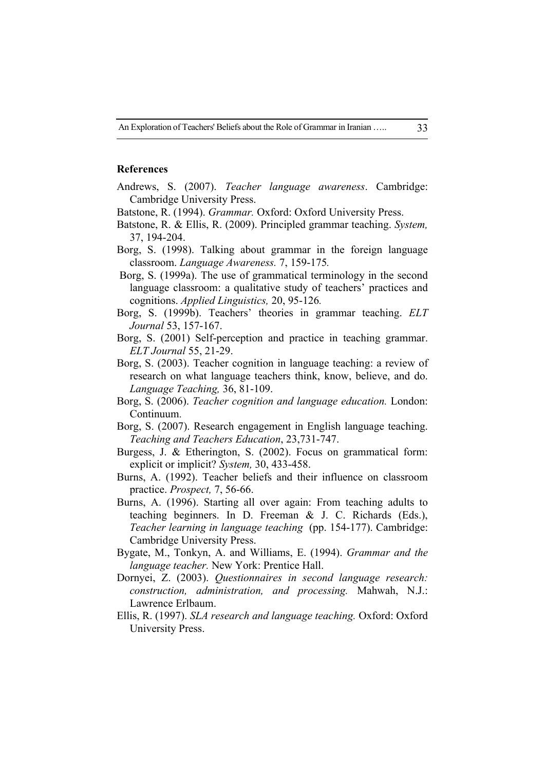## References

Andrews, S. (2007). *Teacher language awareness*. Cambridge: Cambridge University Press.

Batstone, R. (1994). *Grammar.* Oxford: Oxford University Press.

Batstone, R. & Ellis, R. (2009). Principled grammar teaching. *System,* 37, 194-204.

Borg, S. (1998). Talking about grammar in the foreign language classroom. *Language Awareness.* 7, 159-175*.*

Borg, S. (1999a). The use of grammatical terminology in the second language classroom: a qualitative study of teachers' practices and cognitions. *Applied Linguistics,* 20, 95-126*.*

Borg, S. (1999b). Teachers' theories in grammar teaching. *ELT Journal* 53, 157-167.

Borg, S. (2001) Self-perception and practice in teaching grammar. *ELT Journal* 55, 21-29.

Borg, S. (2003). Teacher cognition in language teaching: a review of research on what language teachers think, know, believe, and do. *Language Teaching,* 36, 81-109.

Borg, S. (2006). *Teacher cognition and language education.* London: Continuum.

Borg, S. (2007). Research engagement in English language teaching. *Teaching and Teachers Education*, 23,731-747.

Burgess, J. & Etherington, S. (2002). Focus on grammatical form: explicit or implicit? *System,* 30, 433-458.

Burns, A. (1992). Teacher beliefs and their influence on classroom practice. *Prospect,* 7, 56-66.

Burns, A. (1996). Starting all over again: From teaching adults to teaching beginners. In D. Freeman & J. C. Richards (Eds.), *Teacher learning in language teaching* (pp. 154-177). Cambridge: Cambridge University Press.

Bygate, M., Tonkyn, A. and Williams, E. (1994). *Grammar and the language teacher.* New York: Prentice Hall.

Dornyei, Z. (2003). *Questionnaires in second language research: construction, administration, and processing.* Mahwah, N.J.: Lawrence Erlbaum.

Ellis, R. (1997). *SLA research and language teaching.* Oxford: Oxford University Press.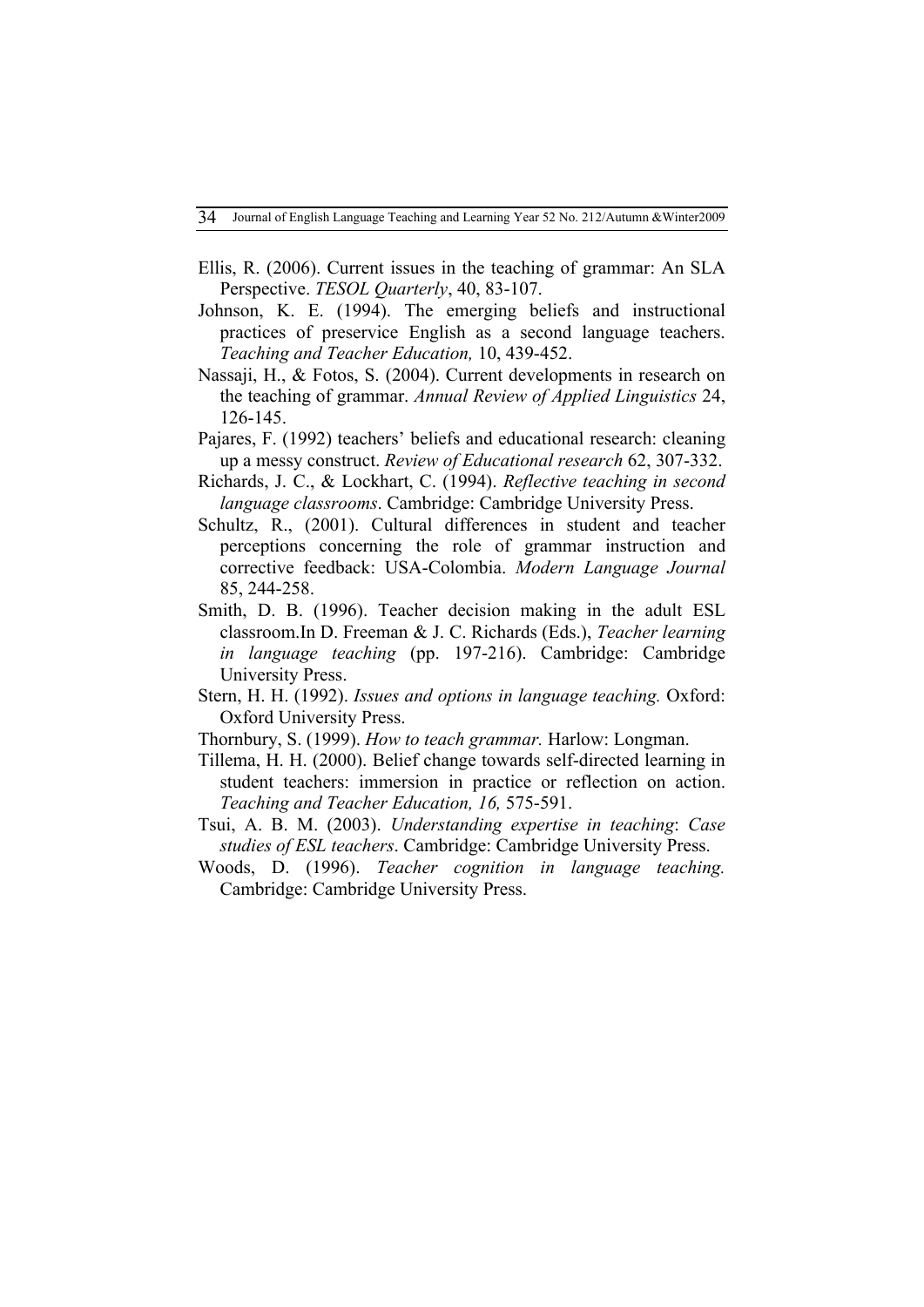Ellis, R. (2006). Current issues in the teaching of grammar: An SLA Perspective. *TESOL Quarterly*, 40, 83-107.

Johnson, K. E. (1994). The emerging beliefs and instructional practices of preservice English as a second language teachers. *Teaching and Teacher Education,* 10, 439-452.

Nassaji, H., & Fotos, S. (2004). Current developments in research on the teaching of grammar. *Annual Review of Applied Linguistics* 24, 126-145.

Pajares, F. (1992) teachers' beliefs and educational research: cleaning up a messy construct. *Review of Educational research* 62, 307-332.

Richards, J. C., & Lockhart, C. (1994). *Reflective teaching in second language classrooms*. Cambridge: Cambridge University Press.

Schultz, R., (2001). Cultural differences in student and teacher perceptions concerning the role of grammar instruction and corrective feedback: USA-Colombia. *Modern Language Journal* 85, 244-258.

Smith, D. B. (1996). Teacher decision making in the adult ESL classroom.In D. Freeman & J. C. Richards (Eds.), *Teacher learning in language teaching* (pp. 197-216). Cambridge: Cambridge University Press.

Stern, H. H. (1992). *Issues and options in language teaching.* Oxford: Oxford University Press.

Thornbury, S. (1999). *How to teach grammar.* Harlow: Longman.

Tillema, H. H. (2000). Belief change towards self-directed learning in student teachers: immersion in practice or reflection on action. *Teaching and Teacher Education, 16,* 575-591.

Tsui, A. B. M. (2003). *Understanding expertise in teaching*: *Case studies of ESL teachers*. Cambridge: Cambridge University Press.

Woods, D. (1996). *Teacher cognition in language teaching.* Cambridge: Cambridge University Press.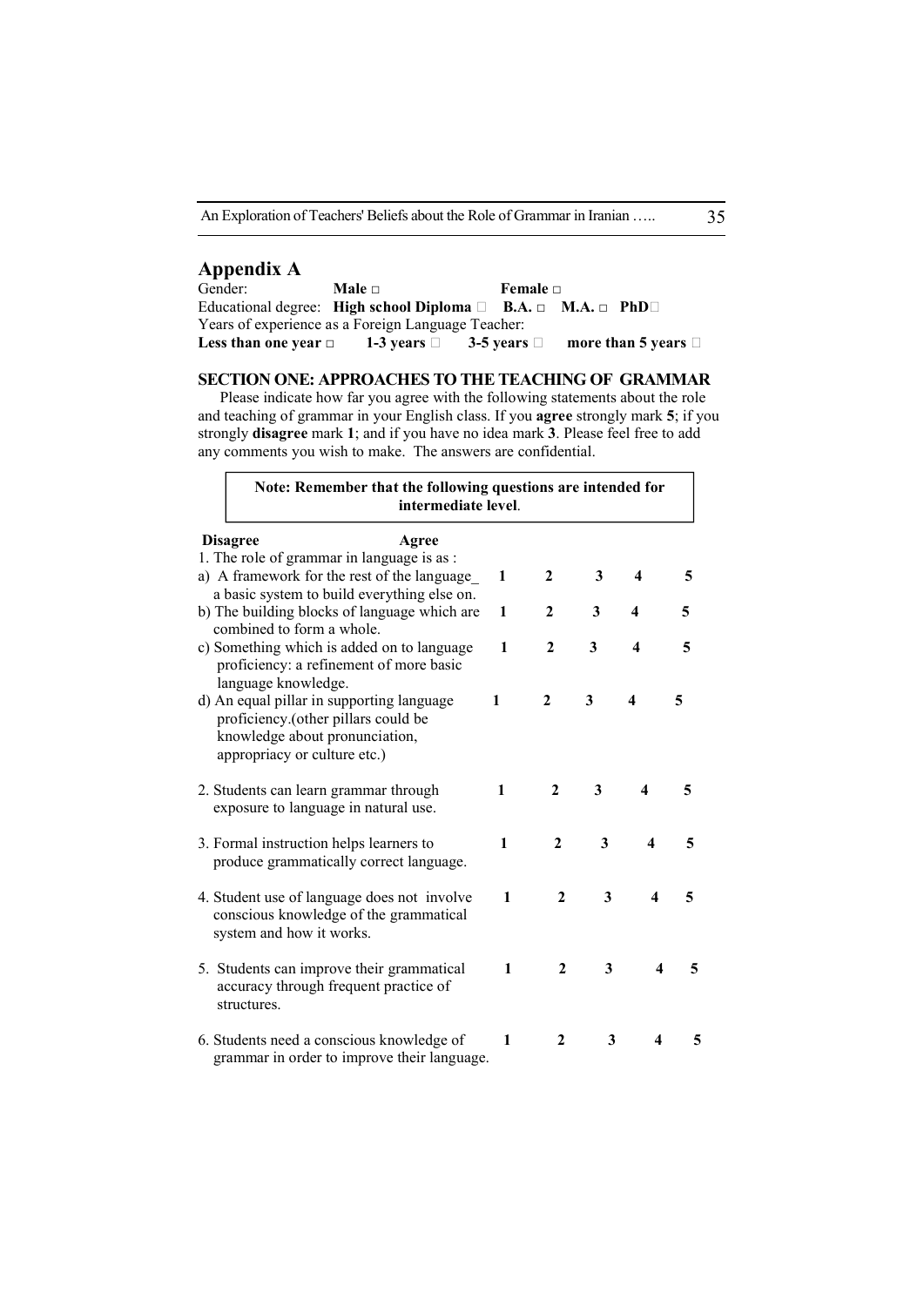## Appendix A

Gender: **Male □** **Female □**

Educational degree: **High school Diploma □ B.A. □ M.A. □ PhD□**

Years of experience as a Foreign Language Teacher:

**Less than one year □ 1-3 years □ 3-5 years □ more than 5 years □**

### SECTION ONE: APPROACHES TO THE TEACHING OF GRAMMAR

Please indicate how far you agree with the following statements about the role and teaching of grammar in your English class. If you **agree** strongly mark **5**; if you strongly **disagree** mark **1**; and if you have no idea mark **3**. Please feel free to add any comments you wish to make. The answers are confidential.

> **Note: Remember that the following questions are intended for intermediate level**.

| **Disagree Agree** | | | | | |
|---|---|---|---|---|---|
| 1. The role of grammar in language is as : | | | | | |
| a) A framework for the rest of the language_ a basic system to build everything else on. | **1** | **2** | **3** | **4** | **5** |
| b) The building blocks of language which are combined to form a whole. | **1** | **2** | **3** | **4** | **5** |
| c) Something which is added on to language proficiency: a refinement of more basic language knowledge. | **1** | **2** | **3** | **4** | **5** |
| d) An equal pillar in supporting language proficiency.(other pillars could be knowledge about pronunciation, appropriacy or culture etc.) | **1** | **2** | **3** | **4** | **5** |
| 2. Students can learn grammar through exposure to language in natural use. | **1** | **2** | **3** | **4** | **5** |
| 3. Formal instruction helps learners to produce grammatically correct language. | **1** | **2** | **3** | **4** | **5** |
| 4. Student use of language does not involve conscious knowledge of the grammatical system and how it works. | **1** | **2** | **3** | **4** | **5** |
| 5. Students can improve their grammatical accuracy through frequent practice of structures. | **1** | **2** | **3** | **4** | **5** |
| 6. Students need a conscious knowledge of grammar in order to improve their language. | **1** | **2** | **3** | **4** | **5** |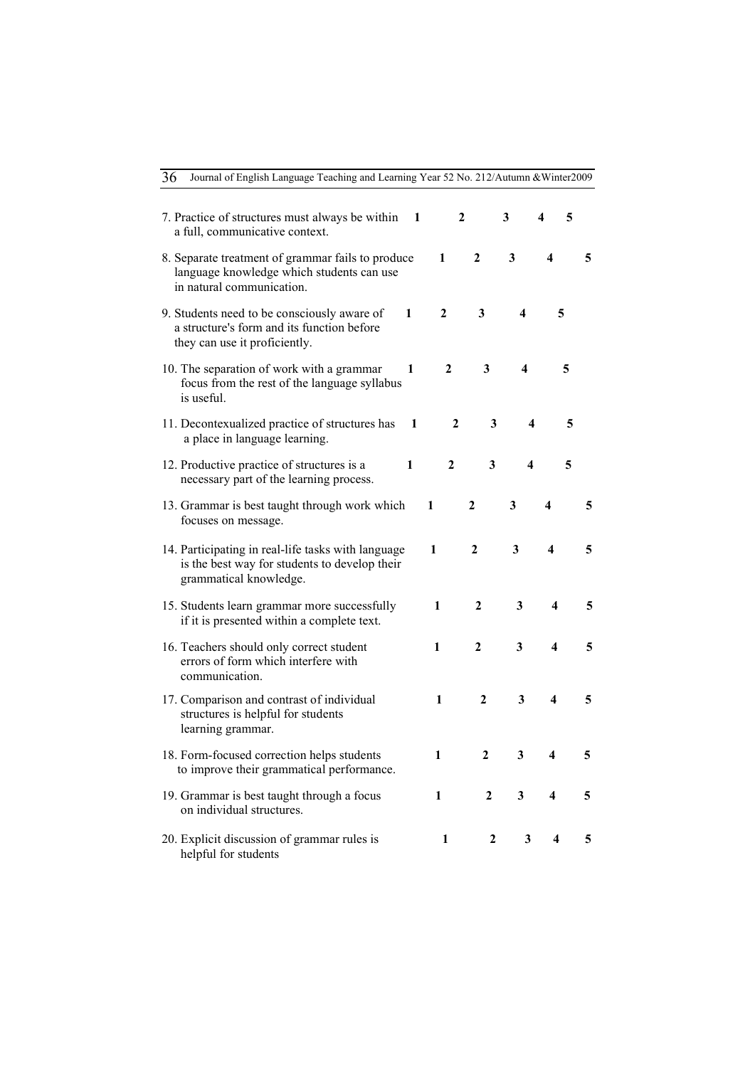| | | | | | |
|---|---|---|---|---|---|
| 7. Practice of structures must always be within a full, communicative context. | 1 | 2 | 3 | 4 | 5 |
| 8. Separate treatment of grammar fails to produce language knowledge which students can use in natural communication. | 1 | 2 | 3 | 4 | 5 |
| 9. Students need to be consciously aware of a structure's form and its function before they can use it proficiently. | 1 | 2 | 3 | 4 | 5 |
| 10. The separation of work with a grammar focus from the rest of the language syllabus is useful. | 1 | 2 | 3 | 4 | 5 |
| 11. Decontexualized practice of structures has a place in language learning. | 1 | 2 | 3 | 4 | 5 |
| 12. Productive practice of structures is a necessary part of the learning process. | 1 | 2 | 3 | 4 | 5 |
| 13. Grammar is best taught through work which focuses on message. | 1 | 2 | 3 | 4 | 5 |
| 14. Participating in real-life tasks with language is the best way for students to develop their grammatical knowledge. | 1 | 2 | 3 | 4 | 5 |
| 15. Students learn grammar more successfully if it is presented within a complete text. | 1 | 2 | 3 | 4 | 5 |
| 16. Teachers should only correct student errors of form which interfere with communication. | 1 | 2 | 3 | 4 | 5 |
| 17. Comparison and contrast of individual structures is helpful for students learning grammar. | 1 | 2 | 3 | 4 | 5 |
| 18. Form-focused correction helps students to improve their grammatical performance. | 1 | 2 | 3 | 4 | 5 |
| 19. Grammar is best taught through a focus on individual structures. | 1 | 2 | 3 | 4 | 5 |
| 20. Explicit discussion of grammar rules is helpful for students | 1 | 2 | 3 | 4 | 5 |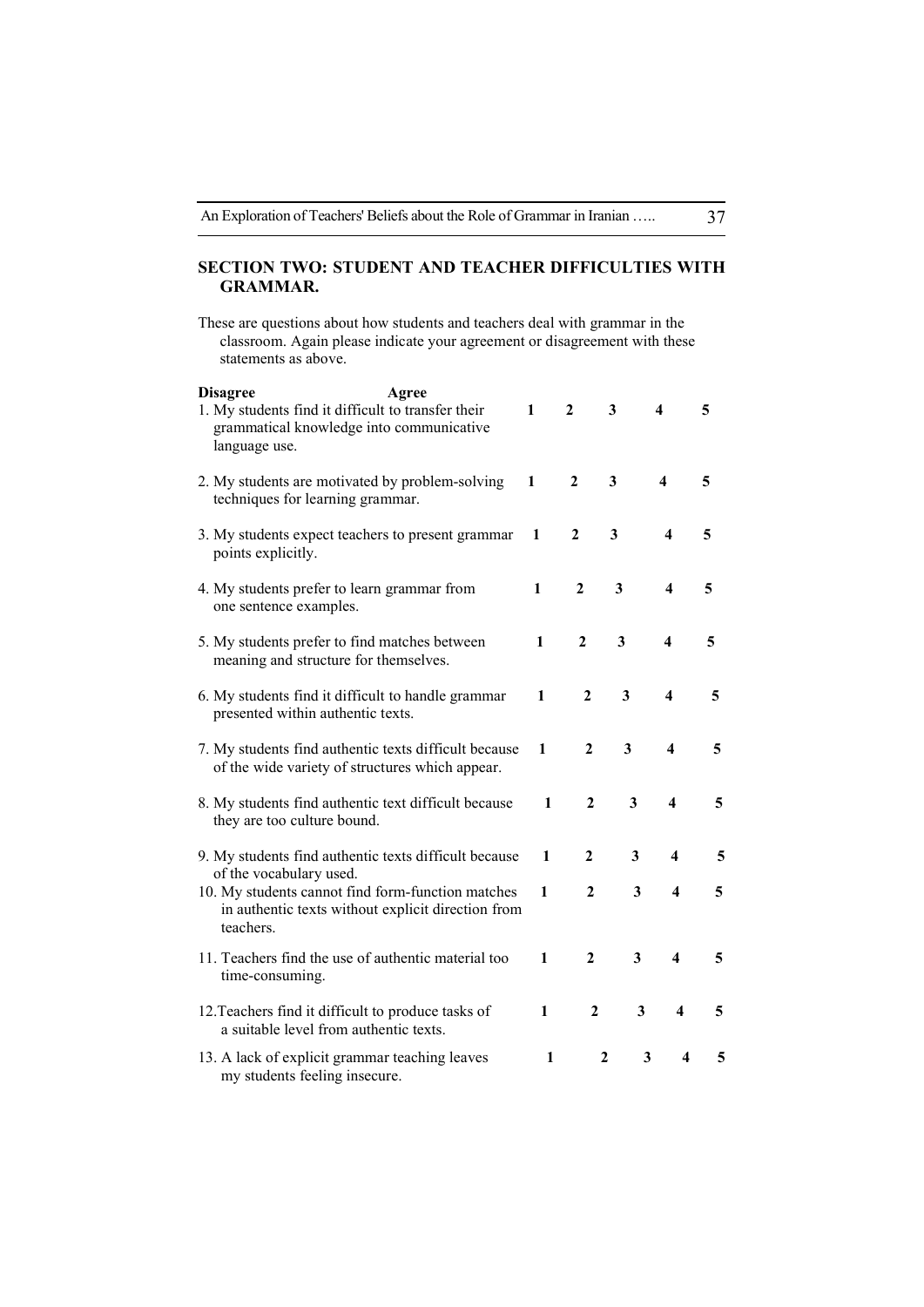## SECTION TWO: STUDENT AND TEACHER DIFFICULTIES WITH GRAMMAR.

These are questions about how students and teachers deal with grammar in the classroom. Again please indicate your agreement or disagreement with these statements as above.

| Disagree Agree | | | | | |
|---|---|---|---|---|---|
| 1. My students find it difficult to transfer their grammatical knowledge into communicative language use. | **1** | **2** | **3** | **4** | **5** |
| 2. My students are motivated by problem-solving techniques for learning grammar. | **1** | **2** | **3** | **4** | **5** |
| 3. My students expect teachers to present grammar points explicitly. | **1** | **2** | **3** | **4** | **5** |
| 4. My students prefer to learn grammar from one sentence examples. | **1** | **2** | **3** | **4** | **5** |
| 5. My students prefer to find matches between meaning and structure for themselves. | **1** | **2** | **3** | **4** | **5** |
| 6. My students find it difficult to handle grammar presented within authentic texts. | **1** | **2** | **3** | **4** | **5** |
| 7. My students find authentic texts difficult because of the wide variety of structures which appear. | **1** | **2** | **3** | **4** | **5** |
| 8. My students find authentic text difficult because they are too culture bound. | **1** | **2** | **3** | **4** | **5** |
| 9. My students find authentic texts difficult because of the vocabulary used. | **1** | **2** | **3** | **4** | **5** |
| 10. My students cannot find form-function matches in authentic texts without explicit direction from teachers. | **1** | **2** | **3** | **4** | **5** |
| 11. Teachers find the use of authentic material too time-consuming. | **1** | **2** | **3** | **4** | **5** |
| 12. Teachers find it difficult to produce tasks of a suitable level from authentic texts. | **1** | **2** | **3** | **4** | **5** |
| 13. A lack of explicit grammar teaching leaves my students feeling insecure. | **1** | **2** | **3** | **4** | **5** |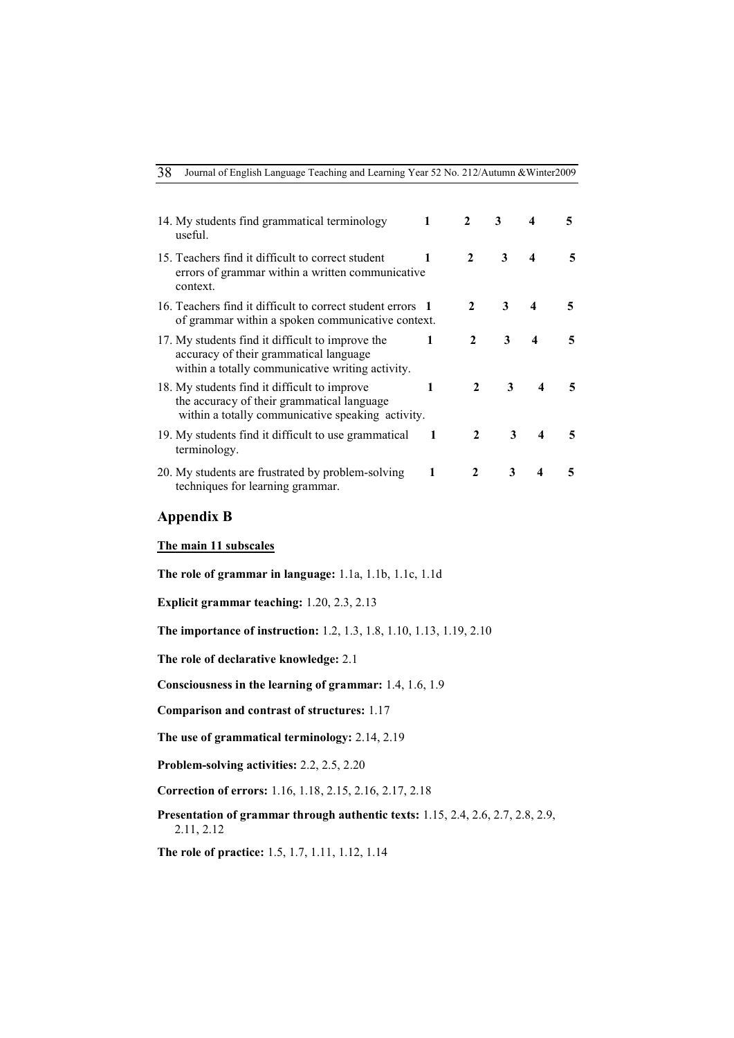| | | | | | |
|---|---|---|---|---|---|
| 14. My students find grammatical terminology useful. | 1 | 2 | 3 | 4 | 5 |
| 15. Teachers find it difficult to correct student errors of grammar within a written communicative context. | 1 | 2 | 3 | 4 | 5 |
| 16. Teachers find it difficult to correct student errors of grammar within a spoken communicative context. | 1 | 2 | 3 | 4 | 5 |
| 17. My students find it difficult to improve the accuracy of their grammatical language within a totally communicative writing activity. | 1 | 2 | 3 | 4 | 5 |
| 18. My students find it difficult to improve the accuracy of their grammatical language within a totally communicative speaking activity. | 1 | 2 | 3 | 4 | 5 |
| 19. My students find it difficult to use grammatical terminology. | 1 | 2 | 3 | 4 | 5 |
| 20. My students are frustrated by problem-solving techniques for learning grammar. | 1 | 2 | 3 | 4 | 5 |

## Appendix B

**The main 11 subscales**

**The role of grammar in language:** 1.1a, 1.1b, 1.1c, 1.1d

**Explicit grammar teaching:** 1.20, 2.3, 2.13

**The importance of instruction:** 1.2, 1.3, 1.8, 1.10, 1.13, 1.19, 2.10

**The role of declarative knowledge:** 2.1

**Consciousness in the learning of grammar:** 1.4, 1.6, 1.9

**Comparison and contrast of structures:** 1.17

**The use of grammatical terminology:** 2.14, 2.19

**Problem-solving activities:** 2.2, 2.5, 2.20

**Correction of errors:** 1.16, 1.18, 2.15, 2.16, 2.17, 2.18

**Presentation of grammar through authentic texts:** 1.15, 2.4, 2.6, 2.7, 2.8, 2.9, 2.11, 2.12

**The role of practice:** 1.5, 1.7, 1.11, 1.12, 1.14